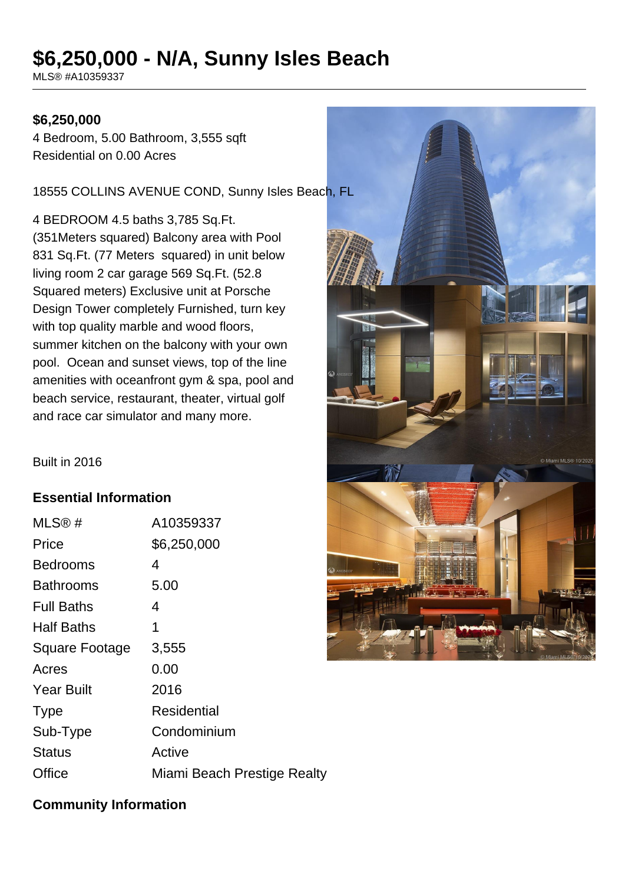# $6,250,000 - N/A, Sunny Isles Beach

MLS® #A10359337

**$6,250,000**

4 Bedroom, 5.00 Bathroom, 3,555 sqft
Residential on 0.00 Acres

18555 COLLINS AVENUE COND, Sunny Isles Beach, FL

4 BEDROOM 4.5 baths 3,785 Sq.Ft. (351Meters squared) Balcony area with Pool 831 Sq.Ft. (77 Meters squared) in unit below living room 2 car garage 569 Sq.Ft. (52.8 Squared meters) Exclusive unit at Porsche Design Tower completely Furnished, turn key with top quality marble and wood floors, summer kitchen on the balcony with your own pool. Ocean and sunset views, top of the line amenities with oceanfront gym & spa, pool and beach service, restaurant, theater, virtual golf and race car simulator and many more.

Built in 2016

## Essential Information

| | |
|---|---|
| MLS® # | A10359337 |
| Price | $6,250,000 |
| Bedrooms | 4 |
| Bathrooms | 5.00 |
| Full Baths | 4 |
| Half Baths | 1 |
| Square Footage | 3,555 |
| Acres | 0.00 |
| Year Built | 2016 |
| Type | Residential |
| Sub-Type | Condominium |
| Status | Active |
| Office | Miami Beach Prestige Realty |

## Community Information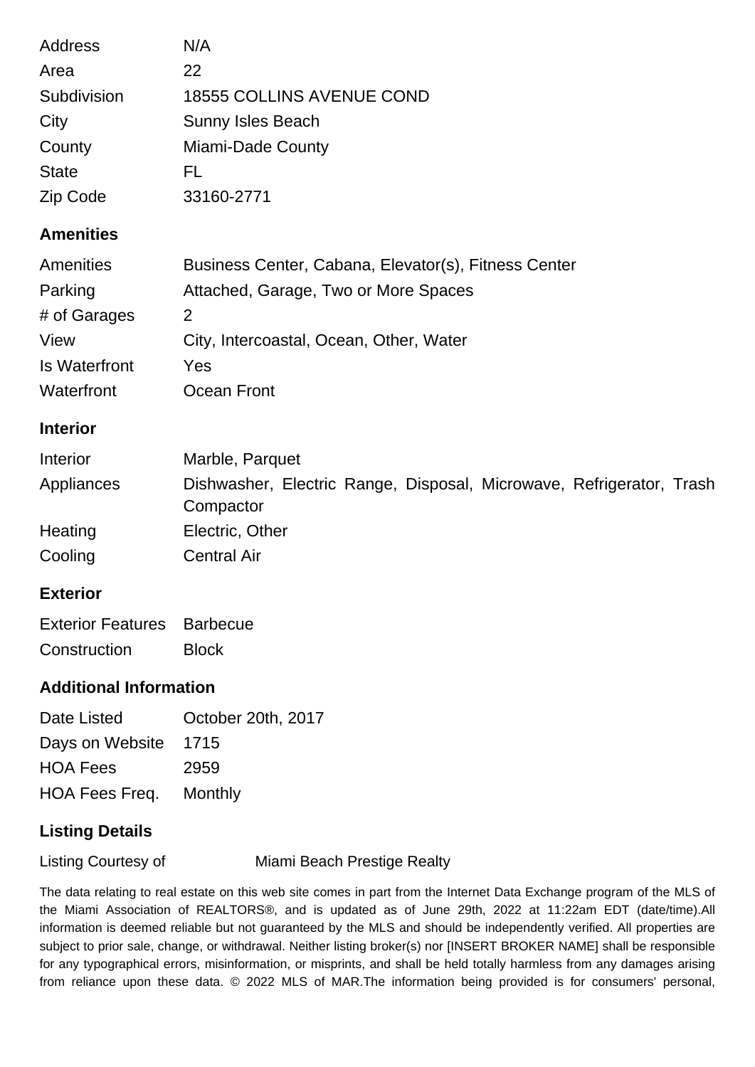| | |
|---|---|
| Address | N/A |
| Area | 22 |
| Subdivision | 18555 COLLINS AVENUE COND |
| City | Sunny Isles Beach |
| County | Miami-Dade County |
| State | FL |
| Zip Code | 33160-2771 |

## Amenities

| | |
|---|---|
| Amenities | Business Center, Cabana, Elevator(s), Fitness Center |
| Parking | Attached, Garage, Two or More Spaces |
| # of Garages | 2 |
| View | City, Intercoastal, Ocean, Other, Water |
| Is Waterfront | Yes |
| Waterfront | Ocean Front |

## Interior

| | |
|---|---|
| Interior | Marble, Parquet |
| Appliances | Dishwasher, Electric Range, Disposal, Microwave, Refrigerator, Trash Compactor |
| Heating | Electric, Other |
| Cooling | Central Air |

## Exterior

| | |
|---|---|
| Exterior Features | Barbecue |
| Construction | Block |

## Additional Information

| | |
|---|---|
| Date Listed | October 20th, 2017 |
| Days on Website | 1715 |
| HOA Fees | 2959 |
| HOA Fees Freq. | Monthly |

## Listing Details

| | |
|---|---|
| Listing Courtesy of | Miami Beach Prestige Realty |

The data relating to real estate on this web site comes in part from the Internet Data Exchange program of the MLS of the Miami Association of REALTORS®, and is updated as of June 29th, 2022 at 11:22am EDT (date/time).All information is deemed reliable but not guaranteed by the MLS and should be independently verified. All properties are subject to prior sale, change, or withdrawal. Neither listing broker(s) nor [INSERT BROKER NAME] shall be responsible for any typographical errors, misinformation, or misprints, and shall be held totally harmless from any damages arising from reliance upon these data. © 2022 MLS of MAR.The information being provided is for consumers' personal,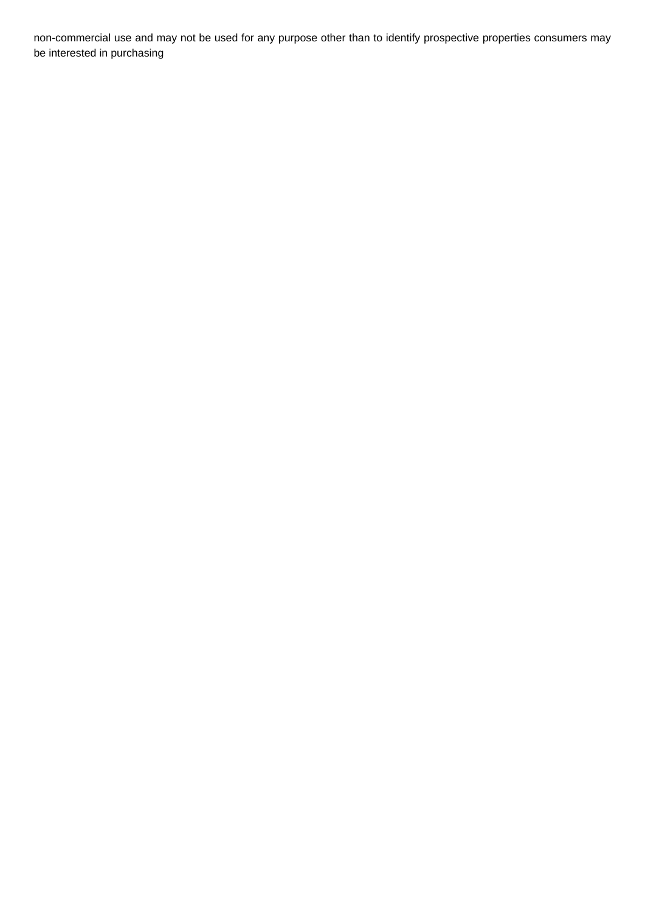non-commercial use and may not be used for any purpose other than to identify prospective properties consumers may be interested in purchasing